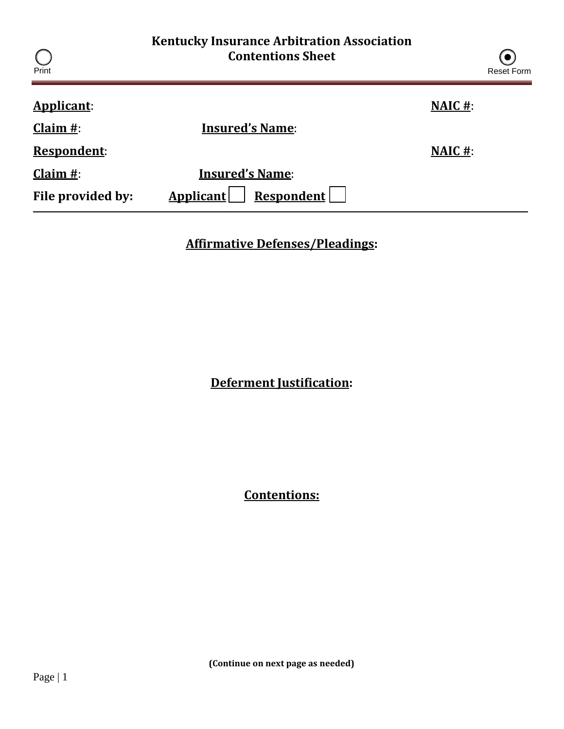# Kentucky Insurance Arbitration Association
## Contentions Sheet

Print

Reset Form

**Applicant**: **NAIC #**:

**Claim #**: **Insured's Name**:

**Respondent**: **NAIC #**:

**Claim #**: **Insured's Name**:

**File provided by:** **Applicant** ☐ **Respondent** ☐

---

### Affirmative Defenses/Pleadings:

### Deferment Justification:

### Contentions:

**(Continue on next page as needed)**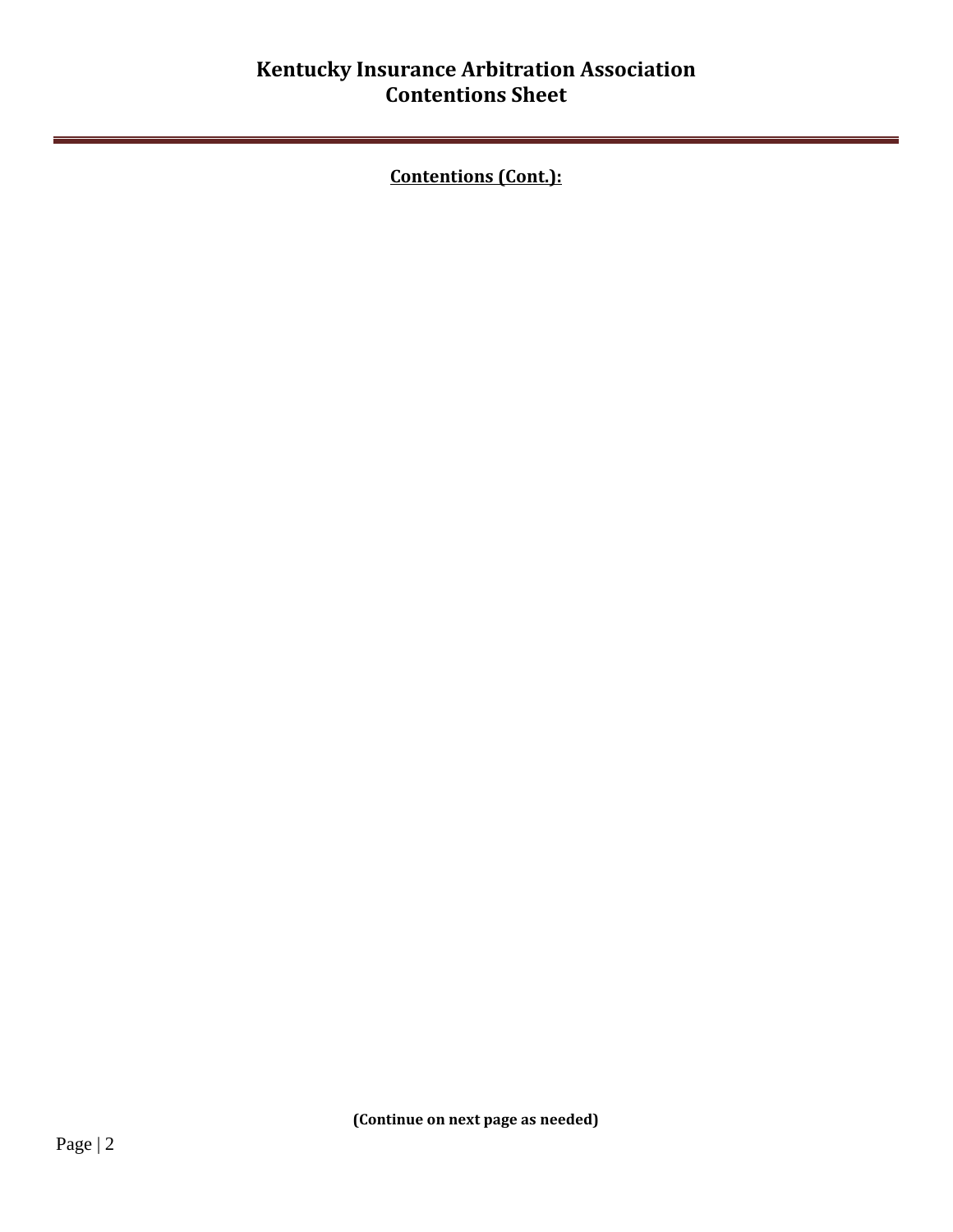# Kentucky Insurance Arbitration Association
# Contentions Sheet

---

**Contentions (Cont.):**

**(Continue on next page as needed)**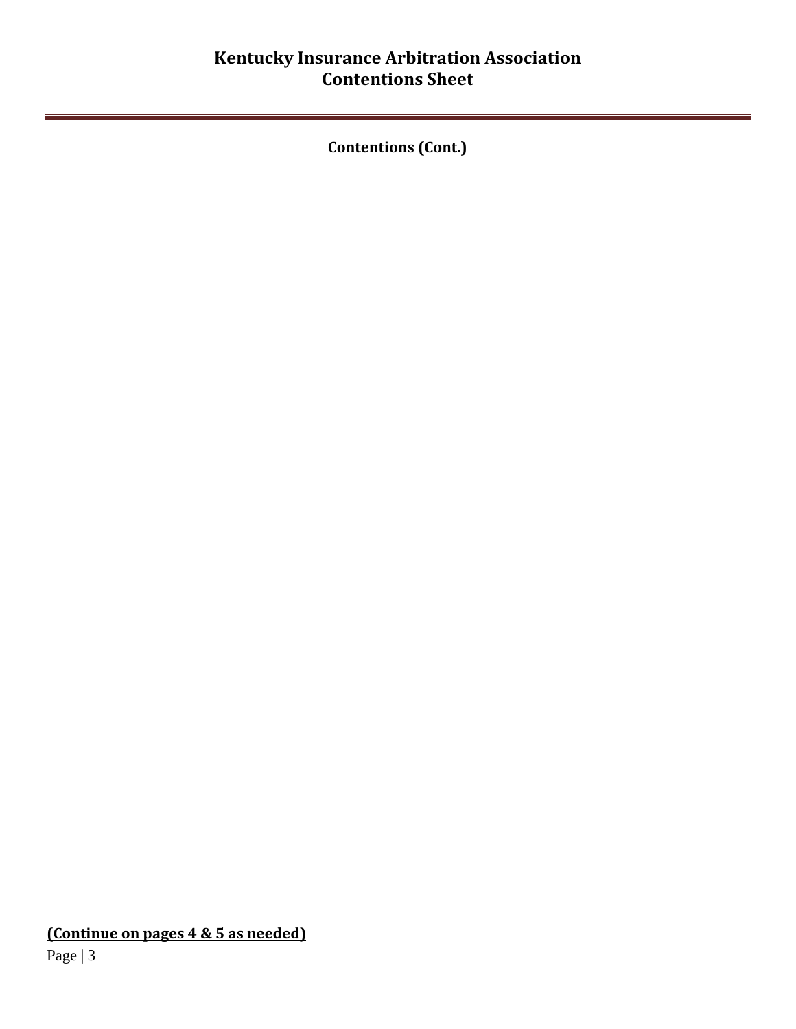# Kentucky Insurance Arbitration Association
# Contentions Sheet

---

**Contentions (Cont.)**

**(Continue on pages 4 & 5 as needed)**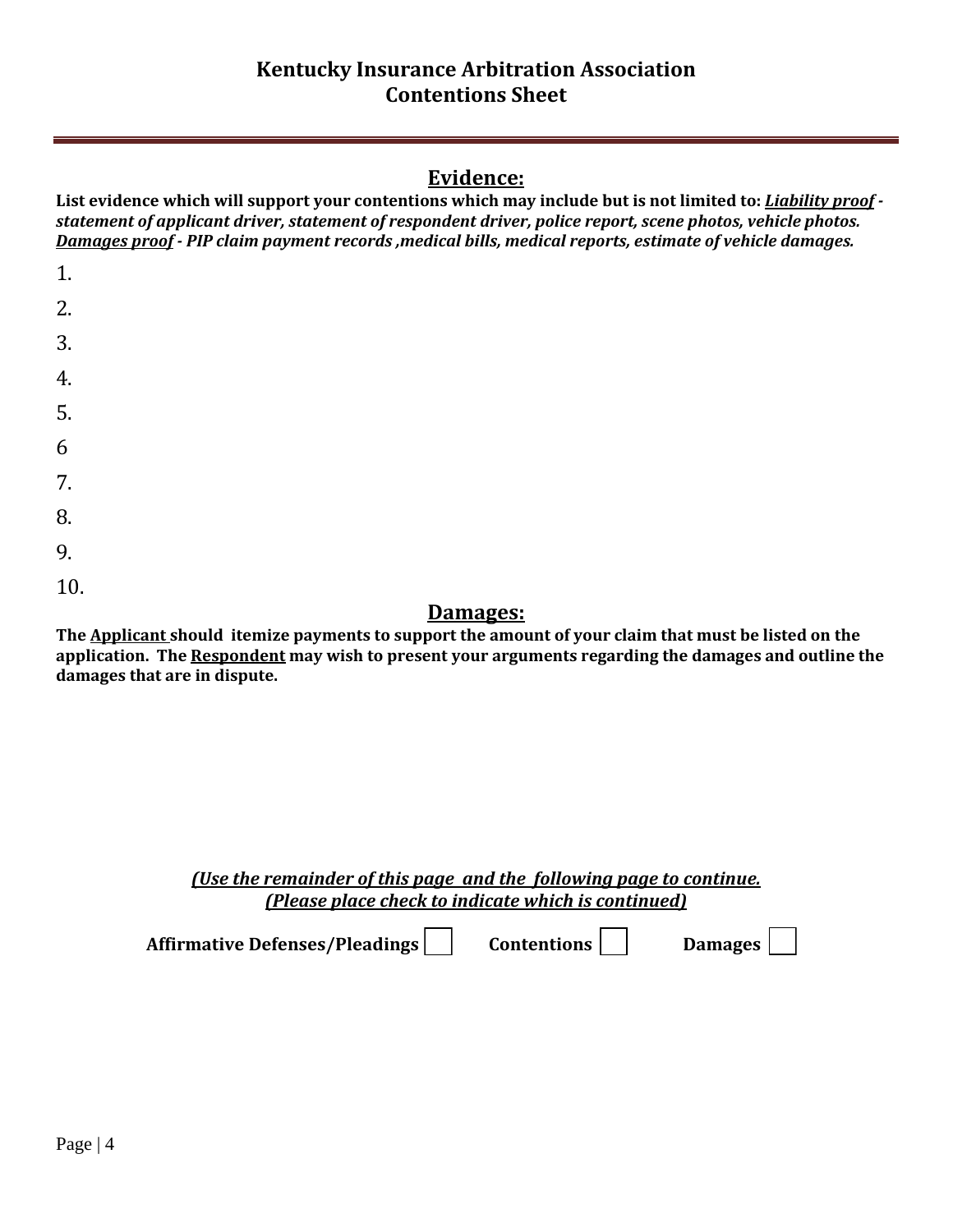# Kentucky Insurance Arbitration Association
# Contentions Sheet

## Evidence:

**List evidence which will support your contentions which may include but is not limited to: *Liability proof* - *statement of applicant driver, statement of respondent driver, police report, scene photos, vehicle photos.* *Damages proof* - *PIP claim payment records ,medical bills, medical reports, estimate of vehicle damages.***

1.
2.
3.
4.
5.
6
7.
8.
9.
10.

## Damages:

**The Applicant should itemize payments to support the amount of your claim that must be listed on the application. The Respondent may wish to present your arguments regarding the damages and outline the damages that are in dispute.**

***(Use the remainder of this page and the following page to continue.***
***(Please place check to indicate which is continued)***

**Affirmative Defenses/Pleadings** ☐ **Contentions** ☐ **Damages** ☐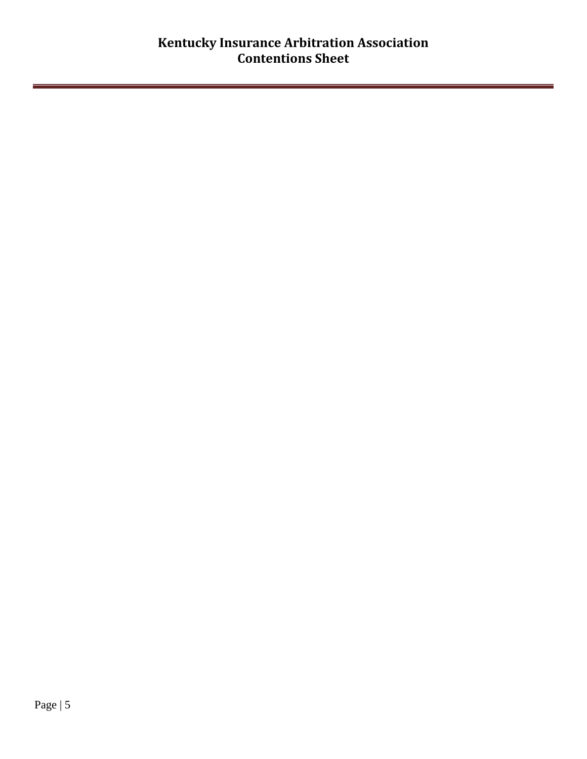# Kentucky Insurance Arbitration Association
# Contentions Sheet